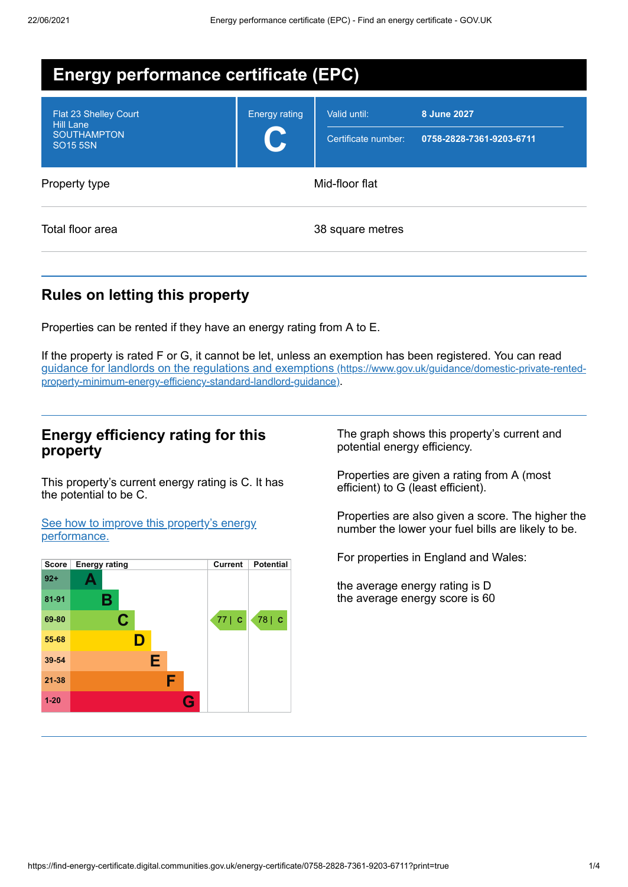# Energy performance certificate (EPC)

| | | |
|---|---|---|
| Flat 23 Shelley Court<br>Hill Lane<br>SOUTHAMPTON<br>SO15 5SN | Energy rating<br>**C** | Valid until: **8 June 2027**<br>Certificate number: **0758-2828-7361-9203-6711** |

| | |
|---|---|
| Property type | Mid-floor flat |
| Total floor area | 38 square metres |

## Rules on letting this property

Properties can be rented if they have an energy rating from A to E.

If the property is rated F or G, it cannot be let, unless an exemption has been registered. You can read guidance for landlords on the regulations and exemptions (https://www.gov.uk/guidance/domestic-private-rented-property-minimum-energy-efficiency-standard-landlord-guidance).

## Energy efficiency rating for this property

This property's current energy rating is C. It has the potential to be C.

See how to improve this property's energy performance.

| Score | Energy rating | Current | Potential |
|---|---|---|---|
| 92+ | A | | |
| 81-91 | B | | |
| 69-80 | C | 77 \| C | 78 \| C |
| 55-68 | D | | |
| 39-54 | E | | |
| 21-38 | F | | |
| 1-20 | G | | |

The graph shows this property's current and potential energy efficiency.

Properties are given a rating from A (most efficient) to G (least efficient).

Properties are also given a score. The higher the number the lower your fuel bills are likely to be.

For properties in England and Wales:

the average energy rating is D
the average energy score is 60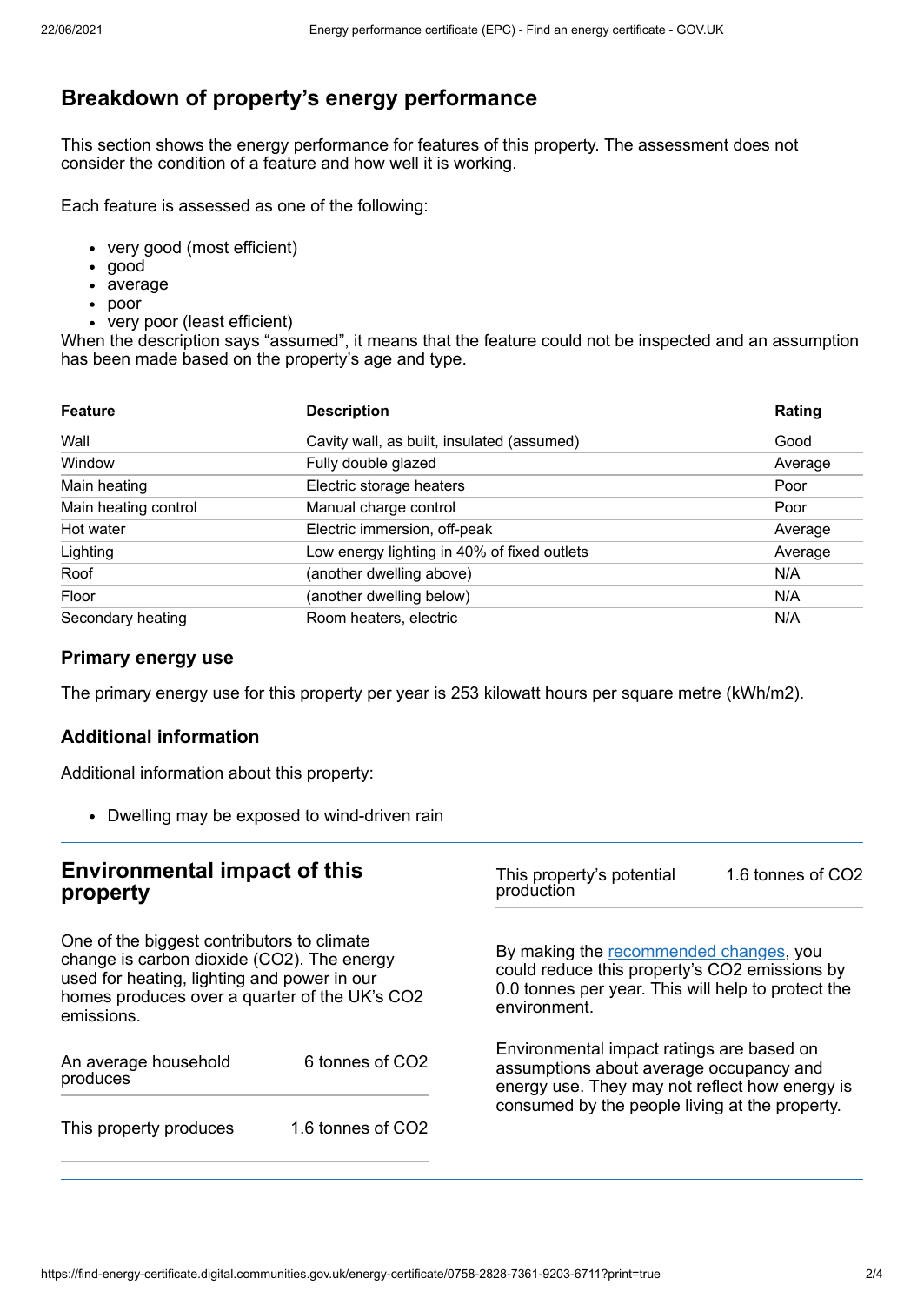## Breakdown of property's energy performance

This section shows the energy performance for features of this property. The assessment does not consider the condition of a feature and how well it is working.

Each feature is assessed as one of the following:

- very good (most efficient)
- good
- average
- poor
- very poor (least efficient)

When the description says "assumed", it means that the feature could not be inspected and an assumption has been made based on the property's age and type.

| Feature | Description | Rating |
|---|---|---|
| Wall | Cavity wall, as built, insulated (assumed) | Good |
| Window | Fully double glazed | Average |
| Main heating | Electric storage heaters | Poor |
| Main heating control | Manual charge control | Poor |
| Hot water | Electric immersion, off-peak | Average |
| Lighting | Low energy lighting in 40% of fixed outlets | Average |
| Roof | (another dwelling above) | N/A |
| Floor | (another dwelling below) | N/A |
| Secondary heating | Room heaters, electric | N/A |

### Primary energy use

The primary energy use for this property per year is 253 kilowatt hours per square metre (kWh/m2).

### Additional information

Additional information about this property:

- Dwelling may be exposed to wind-driven rain

## Environmental impact of this property

One of the biggest contributors to climate change is carbon dioxide ($CO_2$). The energy used for heating, lighting and power in our homes produces over a quarter of the UK's $CO_2$ emissions.

| | |
|---|---|
| An average household produces | 6 tonnes of $CO_2$ |
| This property produces | 1.6 tonnes of $CO_2$ |
| This property's potential production | 1.6 tonnes of $CO_2$ |

By making the [recommended changes], you could reduce this property's $CO_2$ emissions by 0.0 tonnes per year. This will help to protect the environment.

Environmental impact ratings are based on assumptions about average occupancy and energy use. They may not reflect how energy is consumed by the people living at the property.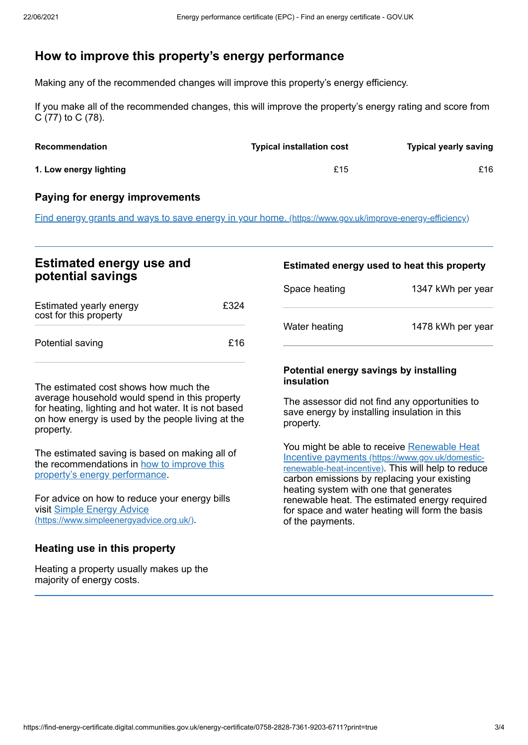## How to improve this property's energy performance

Making any of the recommended changes will improve this property's energy efficiency.

If you make all of the recommended changes, this will improve the property's energy rating and score from C (77) to C (78).

| Recommendation | Typical installation cost | Typical yearly saving |
| --- | --- | --- |
| **1. Low energy lighting** | £15 | £16 |

### Paying for energy improvements

[Find energy grants and ways to save energy in your home. (https://www.gov.uk/improve-energy-efficiency)](https://www.gov.uk/improve-energy-efficiency)

## Estimated energy use and potential savings

| | |
| --- | --- |
| Estimated yearly energy cost for this property | £324 |
| Potential saving | £16 |

The estimated cost shows how much the average household would spend in this property for heating, lighting and hot water. It is not based on how energy is used by the people living at the property.

The estimated saving is based on making all of the recommendations in how to improve this property's energy performance.

For advice on how to reduce your energy bills visit [Simple Energy Advice (https://www.simpleenergyadvice.org.uk/)](https://www.simpleenergyadvice.org.uk/).

### Heating use in this property

Heating a property usually makes up the majority of energy costs.

### Estimated energy used to heat this property

| | |
| --- | --- |
| Space heating | 1347 kWh per year |
| Water heating | 1478 kWh per year |

### Potential energy savings by installing insulation

The assessor did not find any opportunities to save energy by installing insulation in this property.

You might be able to receive [Renewable Heat Incentive payments (https://www.gov.uk/domestic-renewable-heat-incentive)](https://www.gov.uk/domestic-renewable-heat-incentive). This will help to reduce carbon emissions by replacing your existing heating system with one that generates renewable heat. The estimated energy required for space and water heating will form the basis of the payments.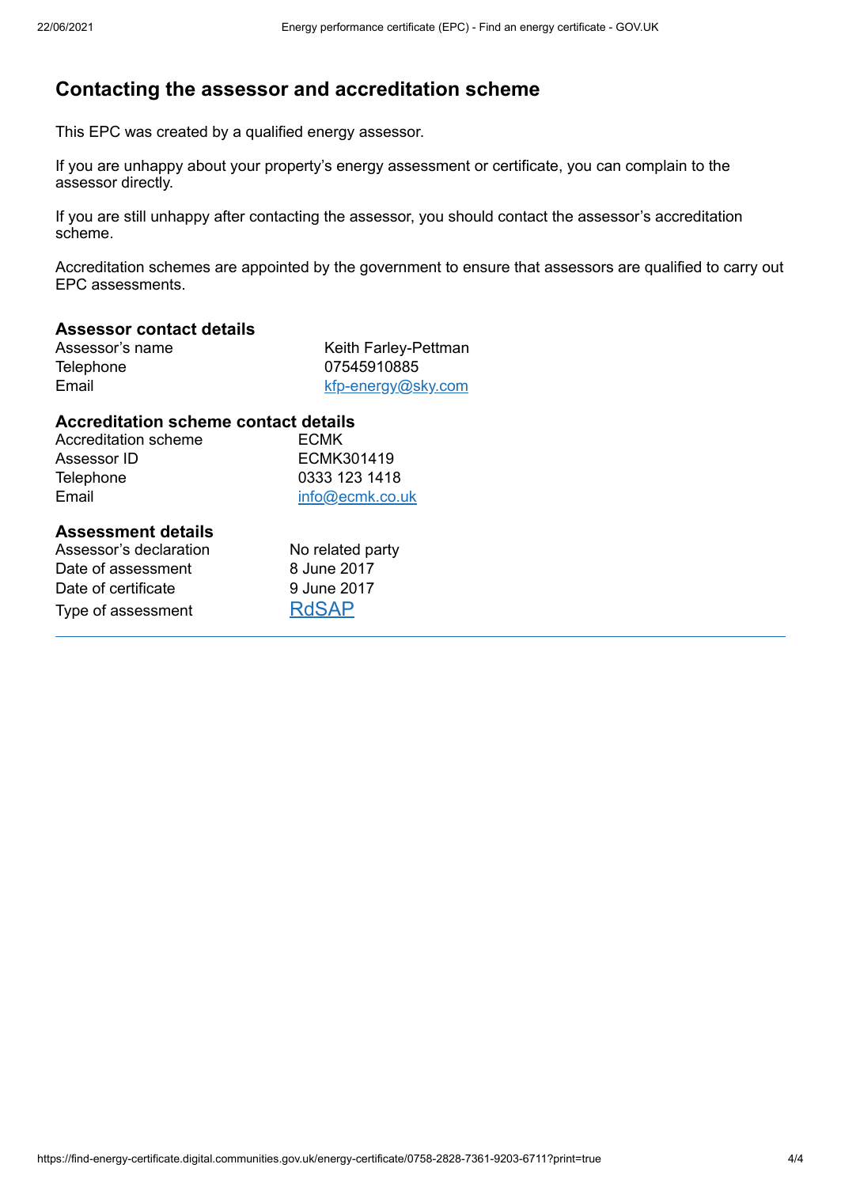## Contacting the assessor and accreditation scheme

This EPC was created by a qualified energy assessor.

If you are unhappy about your property's energy assessment or certificate, you can complain to the assessor directly.

If you are still unhappy after contacting the assessor, you should contact the assessor's accreditation scheme.

Accreditation schemes are appointed by the government to ensure that assessors are qualified to carry out EPC assessments.

### Assessor contact details

| | |
|---|---|
| Assessor's name | Keith Farley-Pettman |
| Telephone | 07545910885 |
| Email | kfp-energy@sky.com |

### Accreditation scheme contact details

| | |
|---|---|
| Accreditation scheme | ECMK |
| Assessor ID | ECMK301419 |
| Telephone | 0333 123 1418 |
| Email | info@ecmk.co.uk |

### Assessment details

| | |
|---|---|
| Assessor's declaration | No related party |
| Date of assessment | 8 June 2017 |
| Date of certificate | 9 June 2017 |
| Type of assessment | RdSAP |